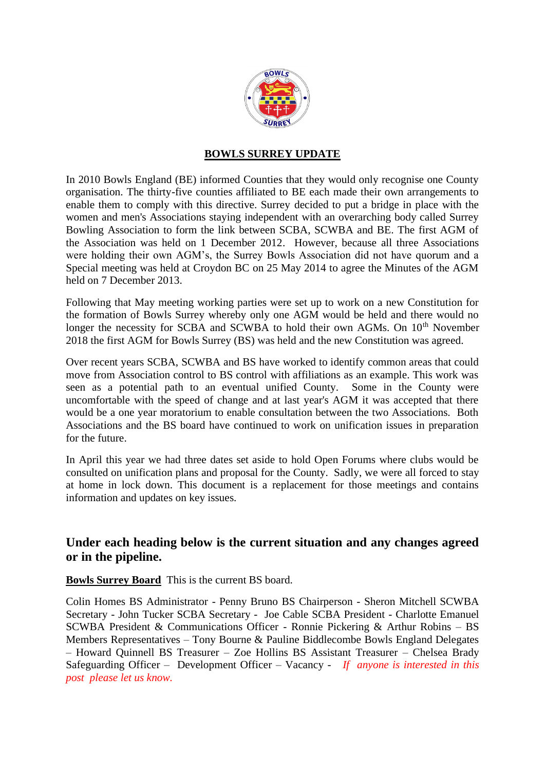# BOWLS SURREY UPDATE

In 2010 Bowls England (BE) informed Counties that they would only recognise one County organisation. The thirty-five counties affiliated to BE each made their own arrangements to enable them to comply with this directive. Surrey decided to put a bridge in place with the women and men's Associations staying independent with an overarching body called Surrey Bowling Association to form the link between SCBA, SCWBA and BE. The first AGM of the Association was held on 1 December 2012. However, because all three Associations were holding their own AGM's, the Surrey Bowls Association did not have quorum and a Special meeting was held at Croydon BC on 25 May 2014 to agree the Minutes of the AGM held on 7 December 2013.

Following that May meeting working parties were set up to work on a new Constitution for the formation of Bowls Surrey whereby only one AGM would be held and there would no longer the necessity for SCBA and SCWBA to hold their own AGMs. On 10th November 2018 the first AGM for Bowls Surrey (BS) was held and the new Constitution was agreed.

Over recent years SCBA, SCWBA and BS have worked to identify common areas that could move from Association control to BS control with affiliations as an example. This work was seen as a potential path to an eventual unified County. Some in the County were uncomfortable with the speed of change and at last year's AGM it was accepted that there would be a one year moratorium to enable consultation between the two Associations. Both Associations and the BS board have continued to work on unification issues in preparation for the future.

In April this year we had three dates set aside to hold Open Forums where clubs would be consulted on unification plans and proposal for the County. Sadly, we were all forced to stay at home in lock down. This document is a replacement for those meetings and contains information and updates on key issues.

## Under each heading below is the current situation and any changes agreed or in the pipeline.

**Bowls Surrey Board** This is the current BS board.

Colin Homes BS Administrator - Penny Bruno BS Chairperson - Sheron Mitchell SCWBA Secretary - John Tucker SCBA Secretary - Joe Cable SCBA President - Charlotte Emanuel SCWBA President & Communications Officer - Ronnie Pickering & Arthur Robins – BS Members Representatives – Tony Bourne & Pauline Biddlecombe Bowls England Delegates – Howard Quinnell BS Treasurer – Zoe Hollins BS Assistant Treasurer – Chelsea Brady Safeguarding Officer – Development Officer – Vacancy - *If anyone is interested in this post please let us know.*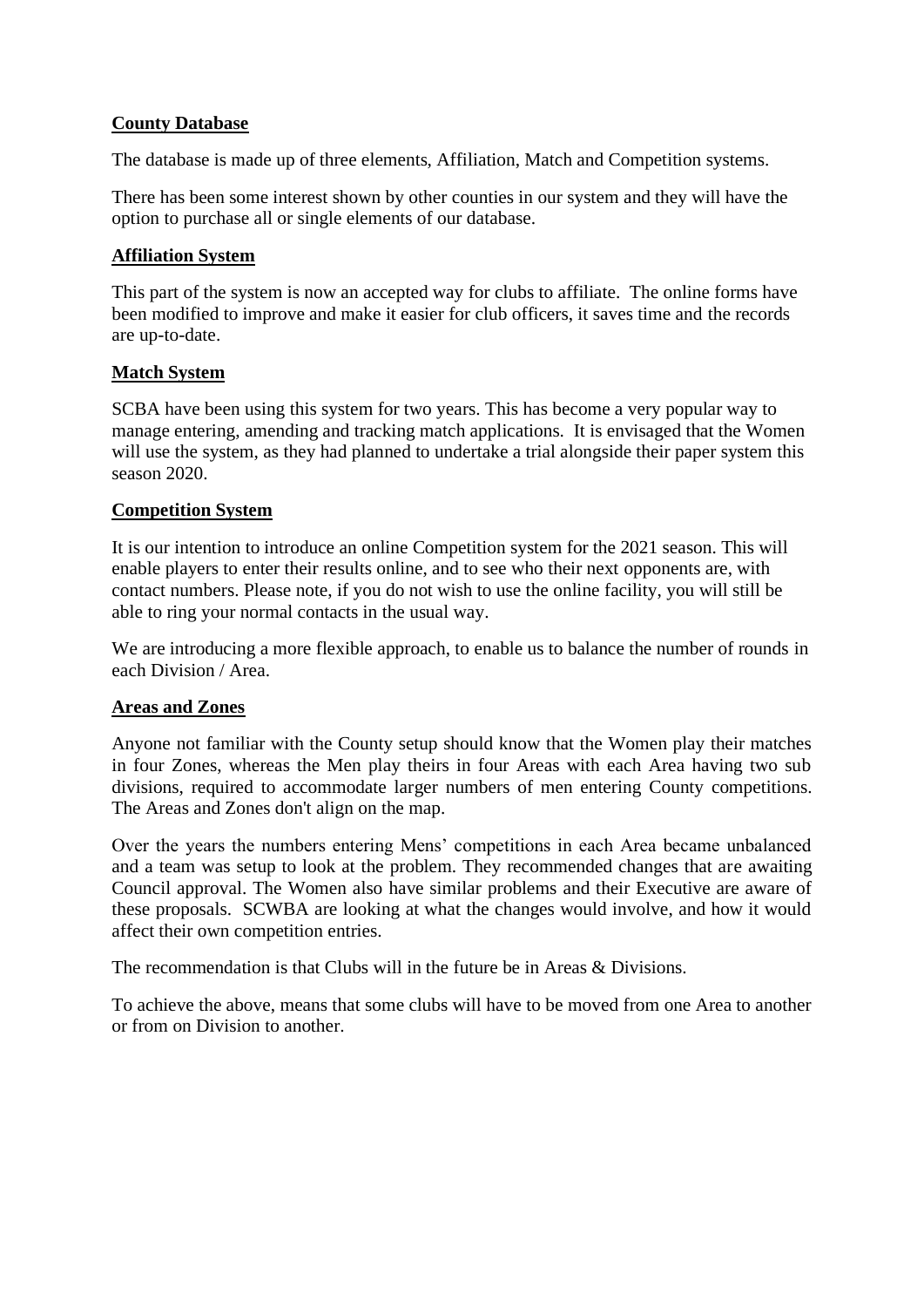**County Database**

The database is made up of three elements, Affiliation, Match and Competition systems.

There has been some interest shown by other counties in our system and they will have the option to purchase all or single elements of our database.

**Affiliation System**

This part of the system is now an accepted way for clubs to affiliate. The online forms have been modified to improve and make it easier for club officers, it saves time and the records are up-to-date.

**Match System**

SCBA have been using this system for two years. This has become a very popular way to manage entering, amending and tracking match applications. It is envisaged that the Women will use the system, as they had planned to undertake a trial alongside their paper system this season 2020.

**Competition System**

It is our intention to introduce an online Competition system for the 2021 season. This will enable players to enter their results online, and to see who their next opponents are, with contact numbers. Please note, if you do not wish to use the online facility, you will still be able to ring your normal contacts in the usual way.

We are introducing a more flexible approach, to enable us to balance the number of rounds in each Division / Area.

**Areas and Zones**

Anyone not familiar with the County setup should know that the Women play their matches in four Zones, whereas the Men play theirs in four Areas with each Area having two sub divisions, required to accommodate larger numbers of men entering County competitions. The Areas and Zones don't align on the map.

Over the years the numbers entering Mens' competitions in each Area became unbalanced and a team was setup to look at the problem. They recommended changes that are awaiting Council approval. The Women also have similar problems and their Executive are aware of these proposals. SCWBA are looking at what the changes would involve, and how it would affect their own competition entries.

The recommendation is that Clubs will in the future be in Areas & Divisions.

To achieve the above, means that some clubs will have to be moved from one Area to another or from on Division to another.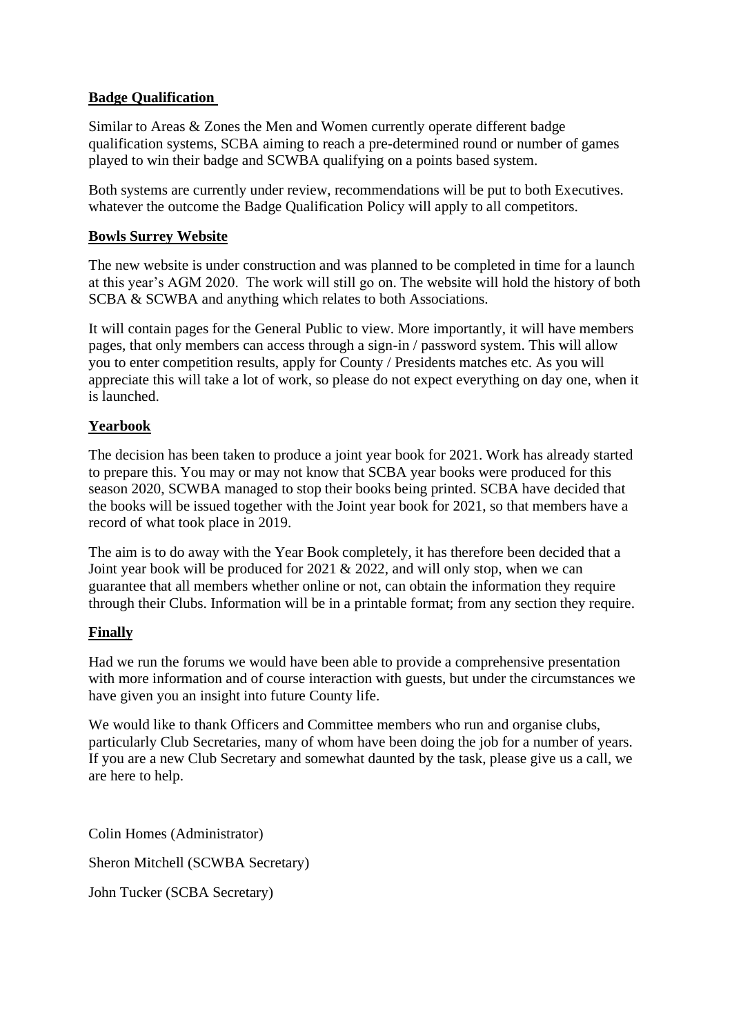**Badge Qualification**

Similar to Areas & Zones the Men and Women currently operate different badge qualification systems, SCBA aiming to reach a pre-determined round or number of games played to win their badge and SCWBA qualifying on a points based system.

Both systems are currently under review, recommendations will be put to both Executives. whatever the outcome the Badge Qualification Policy will apply to all competitors.

**Bowls Surrey Website**

The new website is under construction and was planned to be completed in time for a launch at this year's AGM 2020. The work will still go on. The website will hold the history of both SCBA & SCWBA and anything which relates to both Associations.

It will contain pages for the General Public to view. More importantly, it will have members pages, that only members can access through a sign-in / password system. This will allow you to enter competition results, apply for County / Presidents matches etc. As you will appreciate this will take a lot of work, so please do not expect everything on day one, when it is launched.

**Yearbook**

The decision has been taken to produce a joint year book for 2021. Work has already started to prepare this. You may or may not know that SCBA year books were produced for this season 2020, SCWBA managed to stop their books being printed. SCBA have decided that the books will be issued together with the Joint year book for 2021, so that members have a record of what took place in 2019.

The aim is to do away with the Year Book completely, it has therefore been decided that a Joint year book will be produced for 2021 & 2022, and will only stop, when we can guarantee that all members whether online or not, can obtain the information they require through their Clubs. Information will be in a printable format; from any section they require.

**Finally**

Had we run the forums we would have been able to provide a comprehensive presentation with more information and of course interaction with guests, but under the circumstances we have given you an insight into future County life.

We would like to thank Officers and Committee members who run and organise clubs, particularly Club Secretaries, many of whom have been doing the job for a number of years. If you are a new Club Secretary and somewhat daunted by the task, please give us a call, we are here to help.

Colin Homes (Administrator)

Sheron Mitchell (SCWBA Secretary)

John Tucker (SCBA Secretary)